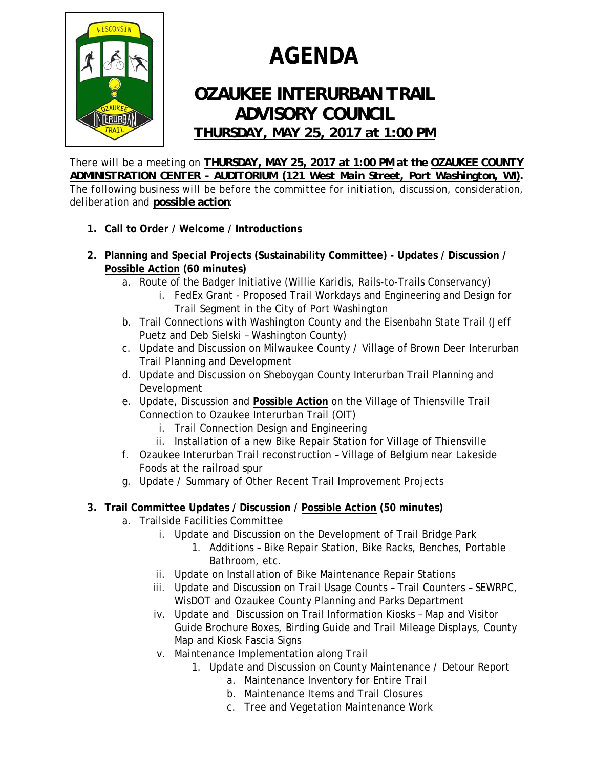# AGENDA

## OZAUKEE INTERURBAN TRAIL ADVISORY COUNCIL

**THURSDAY, MAY 25, 2017 at 1:00 PM**

There will be a meeting on **THURSDAY, MAY 25, 2017 at 1:00 PM at the OZAUKEE COUNTY ADMINISTRATION CENTER - AUDITORIUM (121 West Main Street, Port Washington, WI).** The following business will be before the committee for initiation, discussion, consideration, deliberation and **possible action**:

1. **Call to Order / Welcome / Introductions**

2. **Planning and Special Projects (Sustainability Committee) - Updates / Discussion / Possible Action (60 minutes)**
   a. Route of the Badger Initiative (Willie Karidis, Rails-to-Trails Conservancy)
      i. FedEx Grant - Proposed Trail Workdays and Engineering and Design for Trail Segment in the City of Port Washington
   b. Trail Connections with Washington County and the Eisenbahn State Trail (Jeff Puetz and Deb Sielski – Washington County)
   c. Update and Discussion on Milwaukee County / Village of Brown Deer Interurban Trail Planning and Development
   d. Update and Discussion on Sheboygan County Interurban Trail Planning and Development
   e. Update, Discussion and **Possible Action** on the Village of Thiensville Trail Connection to Ozaukee Interurban Trail (OIT)
      i. Trail Connection Design and Engineering
      ii. Installation of a new Bike Repair Station for Village of Thiensville
   f. Ozaukee Interurban Trail reconstruction – Village of Belgium near Lakeside Foods at the railroad spur
   g. Update / Summary of Other Recent Trail Improvement Projects

3. **Trail Committee Updates / Discussion / Possible Action (50 minutes)**
   a. Trailside Facilities Committee
      i. Update and Discussion on the Development of Trail Bridge Park
         1. Additions – Bike Repair Station, Bike Racks, Benches, Portable Bathroom, etc.
      ii. Update on Installation of Bike Maintenance Repair Stations
      iii. Update and Discussion on Trail Usage Counts – Trail Counters – SEWRPC, WisDOT and Ozaukee County Planning and Parks Department
      iv. Update and Discussion on Trail Information Kiosks – Map and Visitor Guide Brochure Boxes, Birding Guide and Trail Mileage Displays, County Map and Kiosk Fascia Signs
      v. Maintenance Implementation along Trail
         1. Update and Discussion on County Maintenance / Detour Report
            a. Maintenance Inventory for Entire Trail
            b. Maintenance Items and Trail Closures
            c. Tree and Vegetation Maintenance Work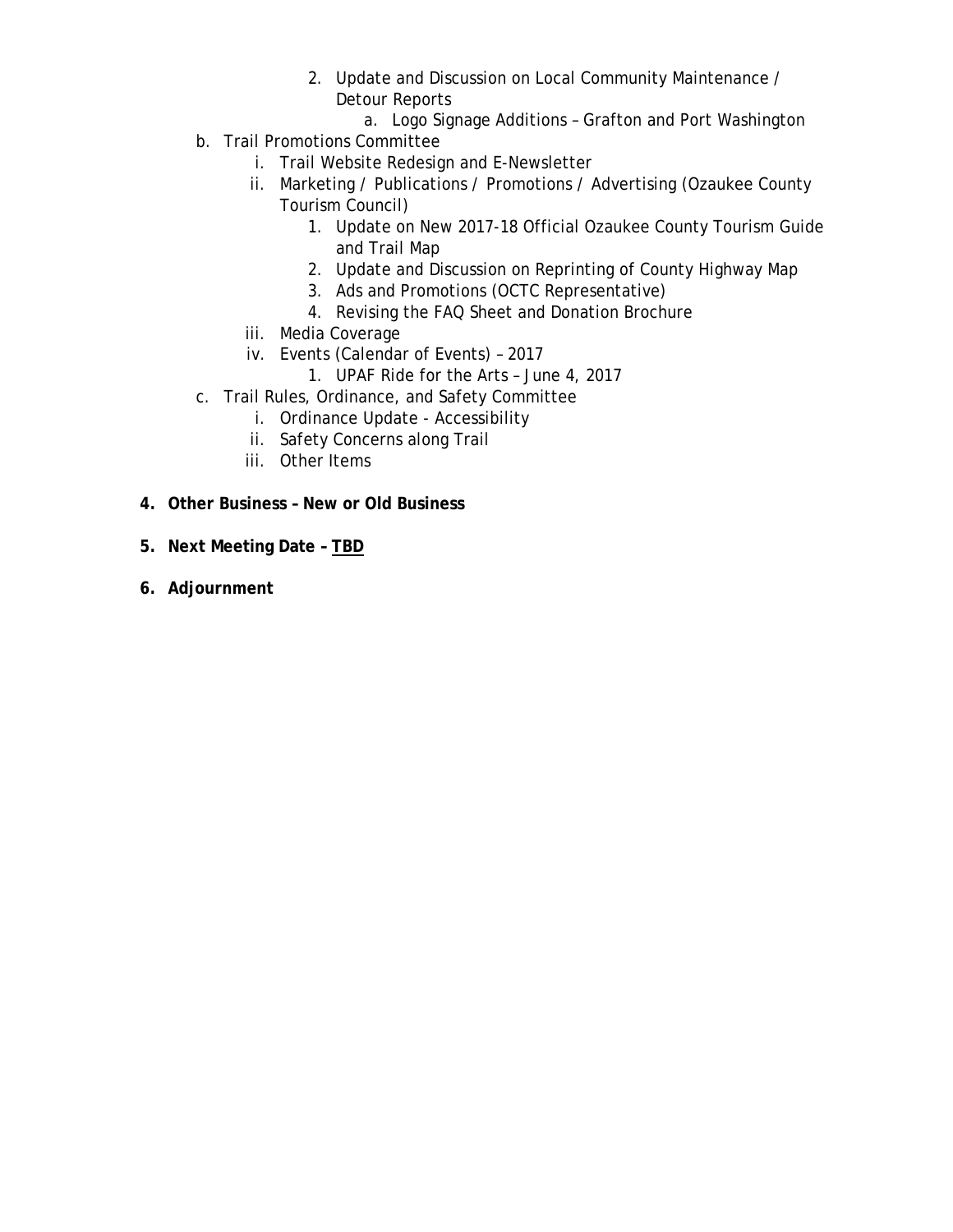2. Update and Discussion on Local Community Maintenance / Detour Reports
            a. Logo Signage Additions – Grafton and Port Washington
    b. Trail Promotions Committee
        i. Trail Website Redesign and E-Newsletter
        ii. Marketing / Publications / Promotions / Advertising (Ozaukee County Tourism Council)
            1. Update on New 2017-18 Official Ozaukee County Tourism Guide and Trail Map
            2. Update and Discussion on Reprinting of County Highway Map
            3. Ads and Promotions (OCTC Representative)
            4. Revising the FAQ Sheet and Donation Brochure
        iii. Media Coverage
        iv. Events (Calendar of Events) – 2017
            1. UPAF Ride for the Arts – June 4, 2017
    c. Trail Rules, Ordinance, and Safety Committee
        i. Ordinance Update - Accessibility
        ii. Safety Concerns along Trail
        iii. Other Items

**4. Other Business – New or Old Business**

**5. Next Meeting Date – <u>TBD</u>**

**6. Adjournment**